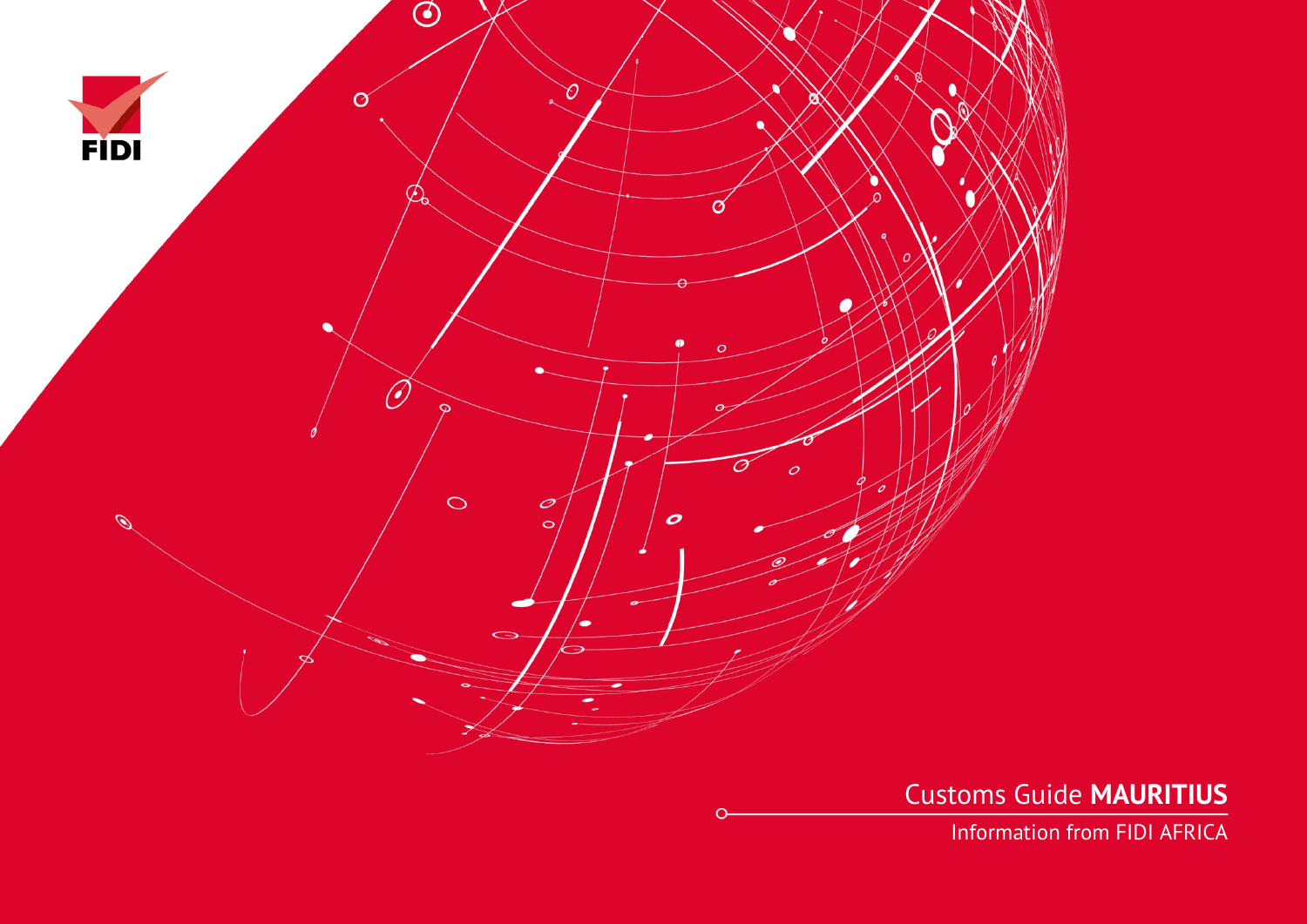FIDI

# Customs Guide **MAURITIUS**

Information from FIDI AFRICA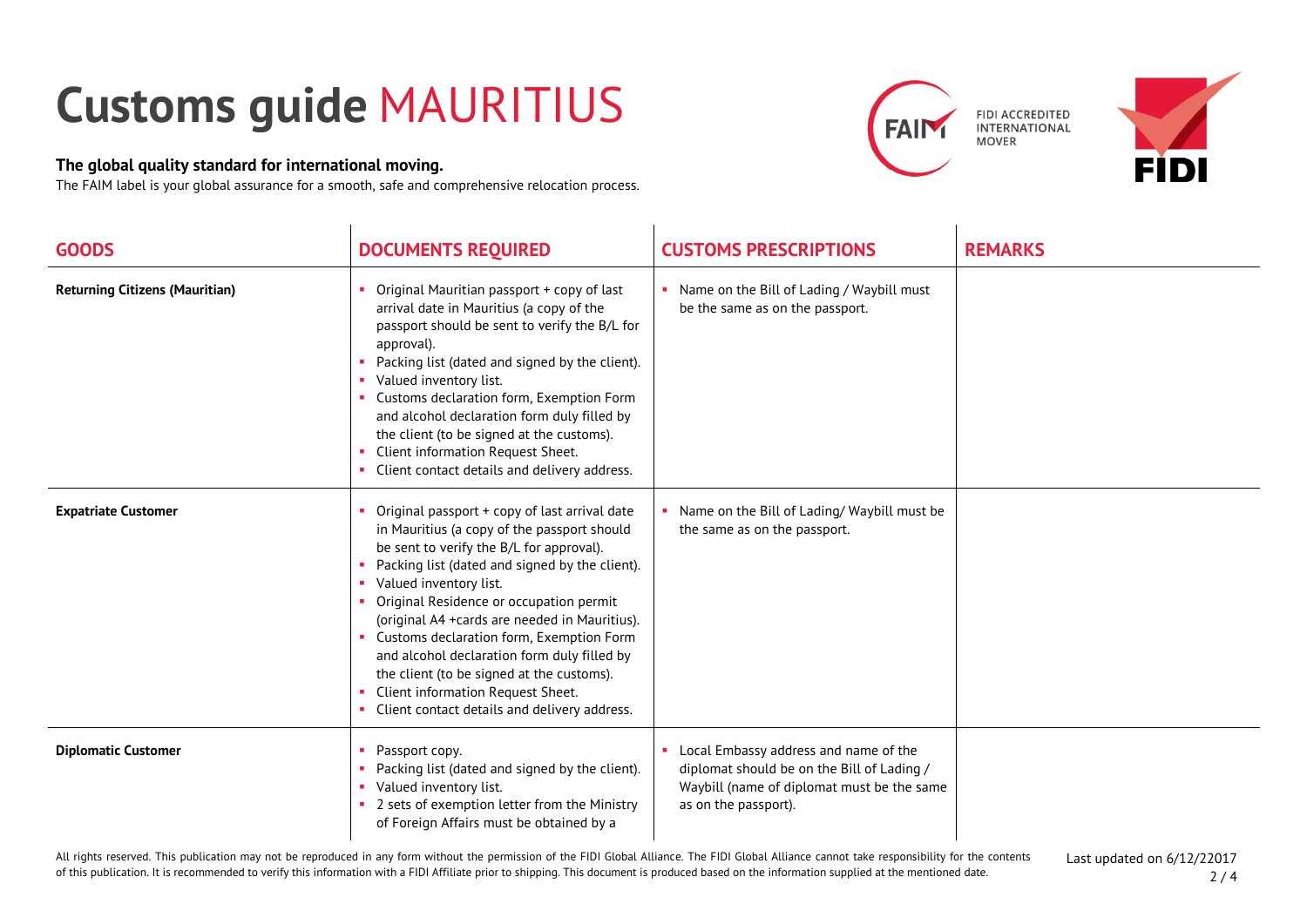# Customs guide MAURITIUS

**The global quality standard for international moving.**

The FAIM label is your global assurance for a smooth, safe and comprehensive relocation process.

| GOODS | DOCUMENTS REQUIRED | CUSTOMS PRESCRIPTIONS | REMARKS |
|---|---|---|---|
| **Returning Citizens (Mauritian)** | • Original Mauritian passport + copy of last arrival date in Mauritius (a copy of the passport should be sent to verify the B/L for approval).<br>• Packing list (dated and signed by the client).<br>• Valued inventory list.<br>• Customs declaration form, Exemption Form and alcohol declaration form duly filled by the client (to be signed at the customs).<br>• Client information Request Sheet.<br>• Client contact details and delivery address. | • Name on the Bill of Lading / Waybill must be the same as on the passport. | |
| **Expatriate Customer** | • Original passport + copy of last arrival date in Mauritius (a copy of the passport should be sent to verify the B/L for approval).<br>• Packing list (dated and signed by the client).<br>• Valued inventory list.<br>• Original Residence or occupation permit (original A4 +cards are needed in Mauritius).<br>• Customs declaration form, Exemption Form and alcohol declaration form duly filled by the client (to be signed at the customs).<br>• Client information Request Sheet.<br>• Client contact details and delivery address. | • Name on the Bill of Lading/ Waybill must be the same as on the passport. | |
| **Diplomatic Customer** | • Passport copy.<br>• Packing list (dated and signed by the client).<br>• Valued inventory list.<br>• 2 sets of exemption letter from the Ministry of Foreign Affairs must be obtained by a | • Local Embassy address and name of the diplomat should be on the Bill of Lading / Waybill (name of diplomat must be the same as on the passport). | |

All rights reserved. This publication may not be reproduced in any form without the permission of the FIDI Global Alliance. The FIDI Global Alliance cannot take responsibility for the contents of this publication. It is recommended to verify this information with a FIDI Affiliate prior to shipping. This document is produced based on the information supplied at the mentioned date.

Last updated on 6/12/22017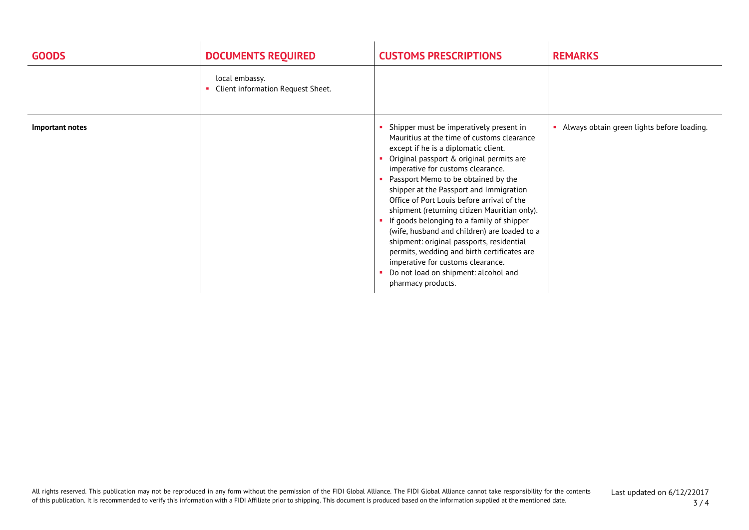| GOODS | DOCUMENTS REQUIRED | CUSTOMS PRESCRIPTIONS | REMARKS |
|---|---|---|---|
| | local embassy.<br>▪ Client information Request Sheet. | | |
| **Important notes** | | ▪ Shipper must be imperatively present in Mauritius at the time of customs clearance except if he is a diplomatic client.<br>▪ Original passport & original permits are imperative for customs clearance.<br>▪ Passport Memo to be obtained by the shipper at the Passport and Immigration Office of Port Louis before arrival of the shipment (returning citizen Mauritian only).<br>▪ If goods belonging to a family of shipper (wife, husband and children) are loaded to a shipment: original passports, residential permits, wedding and birth certificates are imperative for customs clearance.<br>▪ Do not load on shipment: alcohol and pharmacy products. | ▪ Always obtain green lights before loading. |

All rights reserved. This publication may not be reproduced in any form without the permission of the FIDI Global Alliance. The FIDI Global Alliance cannot take responsibility for the contents of this publication. It is recommended to verify this information with a FIDI Affiliate prior to shipping. This document is produced based on the information supplied at the mentioned date.

Last updated on 6/12/22017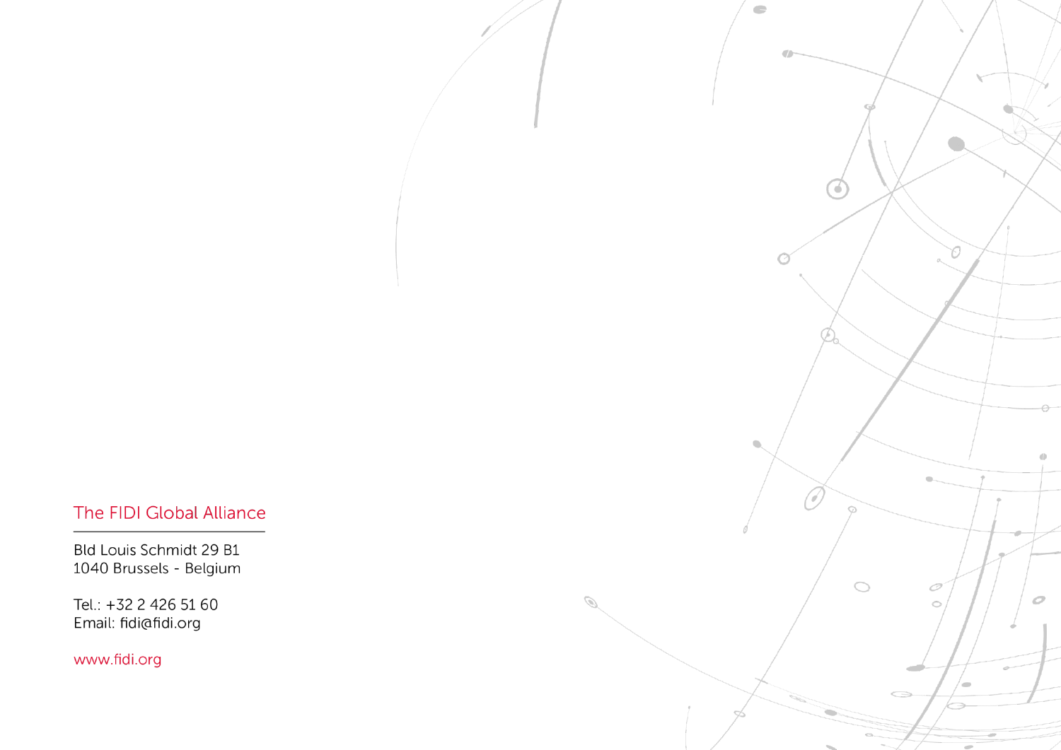The FIDI Global Alliance

Bld Louis Schmidt 29 B1
1040 Brussels - Belgium

Tel.: +32 2 426 51 60
Email: fidi@fidi.org

www.fidi.org